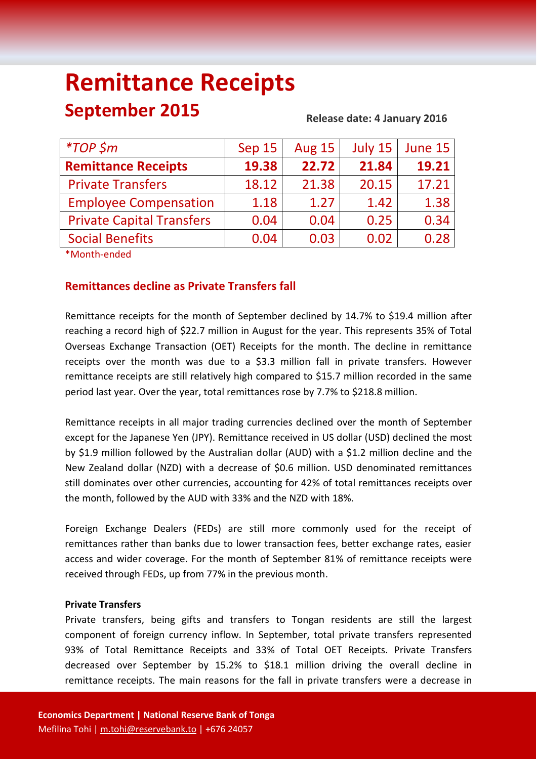# Remittance Receipts

## September 2015

**Release date: 4 January 2016**

| *TOP $m | Sep 15 | Aug 15 | July 15 | June 15 |
|---|---|---|---|---|
| **Remittance Receipts** | **19.38** | **22.72** | **21.84** | **19.21** |
| Private Transfers | 18.12 | 21.38 | 20.15 | 17.21 |
| Employee Compensation | 1.18 | 1.27 | 1.42 | 1.38 |
| Private Capital Transfers | 0.04 | 0.04 | 0.25 | 0.34 |
| Social Benefits | 0.04 | 0.03 | 0.02 | 0.28 |

*Month-ended

### Remittances decline as Private Transfers fall

Remittance receipts for the month of September declined by 14.7% to $19.4 million after reaching a record high of $22.7 million in August for the year. This represents 35% of Total Overseas Exchange Transaction (OET) Receipts for the month. The decline in remittance receipts over the month was due to a $3.3 million fall in private transfers. However remittance receipts are still relatively high compared to $15.7 million recorded in the same period last year. Over the year, total remittances rose by 7.7% to $218.8 million.

Remittance receipts in all major trading currencies declined over the month of September except for the Japanese Yen (JPY). Remittance received in US dollar (USD) declined the most by $1.9 million followed by the Australian dollar (AUD) with a $1.2 million decline and the New Zealand dollar (NZD) with a decrease of $0.6 million. USD denominated remittances still dominates over other currencies, accounting for 42% of total remittances receipts over the month, followed by the AUD with 33% and the NZD with 18%.

Foreign Exchange Dealers (FEDs) are still more commonly used for the receipt of remittances rather than banks due to lower transaction fees, better exchange rates, easier access and wider coverage. For the month of September 81% of remittance receipts were received through FEDs, up from 77% in the previous month.

**Private Transfers**

Private transfers, being gifts and transfers to Tongan residents are still the largest component of foreign currency inflow. In September, total private transfers represented 93% of Total Remittance Receipts and 33% of Total OET Receipts. Private Transfers decreased over September by 15.2% to $18.1 million driving the overall decline in remittance receipts. The main reasons for the fall in private transfers were a decrease in

**Economics Department | National Reserve Bank of Tonga**
Mefilina Tohi | m.tohi@reservebank.to | +676 24057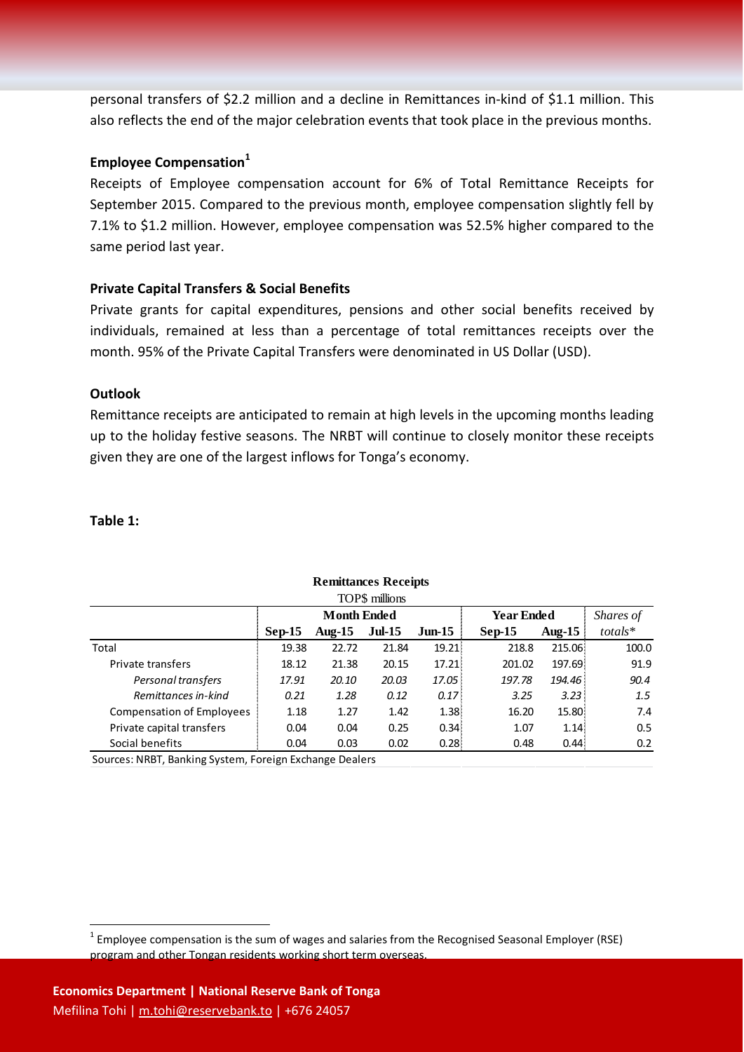personal transfers of $2.2 million and a decline in Remittances in-kind of $1.1 million. This also reflects the end of the major celebration events that took place in the previous months.

**Employee Compensation[1]**

Receipts of Employee compensation account for 6% of Total Remittance Receipts for September 2015. Compared to the previous month, employee compensation slightly fell by 7.1% to $1.2 million. However, employee compensation was 52.5% higher compared to the same period last year.

**Private Capital Transfers & Social Benefits**

Private grants for capital expenditures, pensions and other social benefits received by individuals, remained at less than a percentage of total remittances receipts over the month. 95% of the Private Capital Transfers were denominated in US Dollar (USD).

**Outlook**

Remittance receipts are anticipated to remain at high levels in the upcoming months leading up to the holiday festive seasons. The NRBT will continue to closely monitor these receipts given they are one of the largest inflows for Tonga's economy.

**Table 1:**

**Remittances Receipts**
TOP$ millions

| | Month Ended | | | | Year Ended | | *Shares of* |
|---|---|---|---|---|---|---|---|
| | **Sep-15** | **Aug-15** | **Jul-15** | **Jun-15** | **Sep-15** | **Aug-15** | *totals\** |
| Total | 19.38 | 22.72 | 21.84 | 19.21 | 218.8 | 215.06 | 100.0 |
| Private transfers | 18.12 | 21.38 | 20.15 | 17.21 | 201.02 | 197.69 | 91.9 |
| *Personal transfers* | *17.91* | *20.10* | *20.03* | *17.05* | *197.78* | *194.46* | *90.4* |
| *Remittances in-kind* | *0.21* | *1.28* | *0.12* | *0.17* | *3.25* | *3.23* | *1.5* |
| Compensation of Employees | 1.18 | 1.27 | 1.42 | 1.38 | 16.20 | 15.80 | 7.4 |
| Private capital transfers | 0.04 | 0.04 | 0.25 | 0.34 | 1.07 | 1.14 | 0.5 |
| Social benefits | 0.04 | 0.03 | 0.02 | 0.28 | 0.48 | 0.44 | 0.2 |

Sources: NRBT, Banking System, Foreign Exchange Dealers

[1] Employee compensation is the sum of wages and salaries from the Recognised Seasonal Employer (RSE) program and other Tongan residents working short term overseas.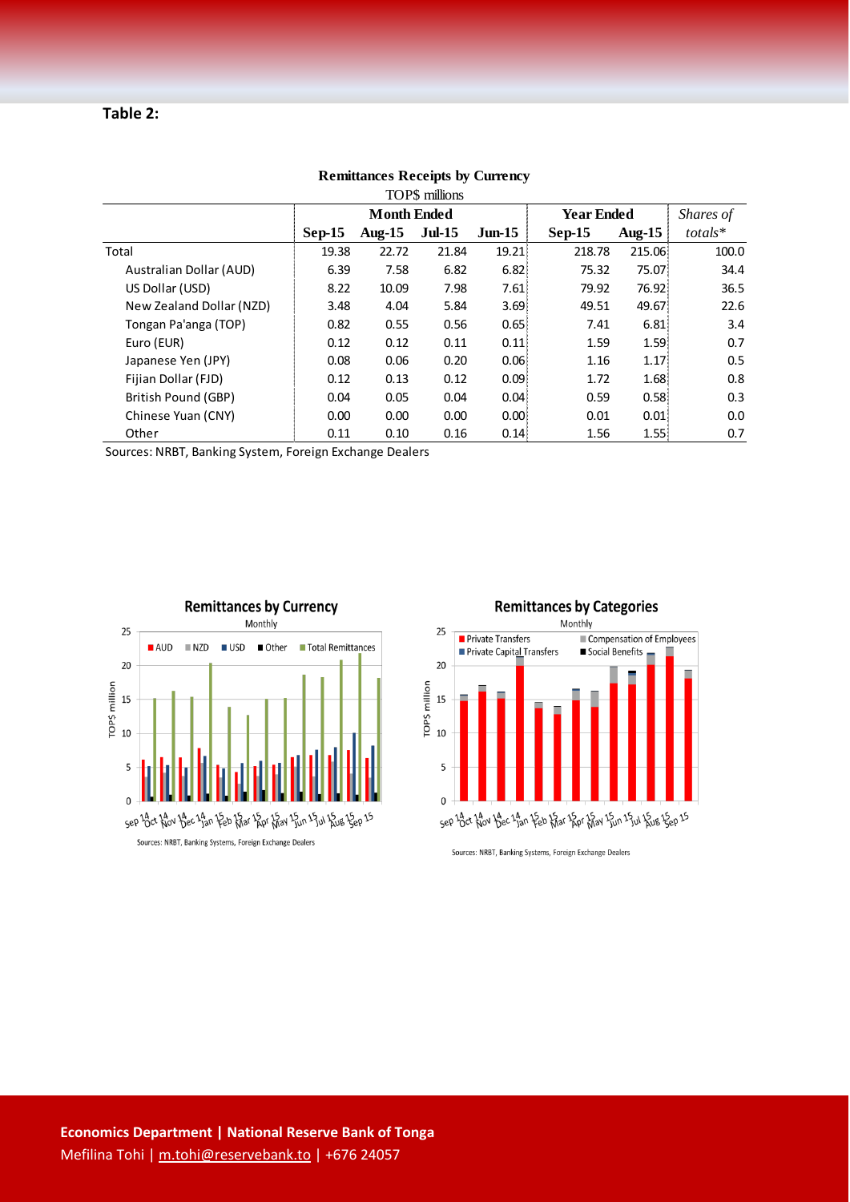**Table 2:**

**Remittances Receipts by Currency**

TOP$ millions

| | Month Ended | | | | Year Ended | | *Shares of* |
|---|---|---|---|---|---|---|---|
| | **Sep-15** | **Aug-15** | **Jul-15** | **Jun-15** | **Sep-15** | **Aug-15** | *totals** |
| Total | 19.38 | 22.72 | 21.84 | 19.21 | 218.78 | 215.06 | 100.0 |
| Australian Dollar (AUD) | 6.39 | 7.58 | 6.82 | 6.82 | 75.32 | 75.07 | 34.4 |
| US Dollar (USD) | 8.22 | 10.09 | 7.98 | 7.61 | 79.92 | 76.92 | 36.5 |
| New Zealand Dollar (NZD) | 3.48 | 4.04 | 5.84 | 3.69 | 49.51 | 49.67 | 22.6 |
| Tongan Pa'anga (TOP) | 0.82 | 0.55 | 0.56 | 0.65 | 7.41 | 6.81 | 3.4 |
| Euro (EUR) | 0.12 | 0.12 | 0.11 | 0.11 | 1.59 | 1.59 | 0.7 |
| Japanese Yen (JPY) | 0.08 | 0.06 | 0.20 | 0.06 | 1.16 | 1.17 | 0.5 |
| Fijian Dollar (FJD) | 0.12 | 0.13 | 0.12 | 0.09 | 1.72 | 1.68 | 0.8 |
| British Pound (GBP) | 0.04 | 0.05 | 0.04 | 0.04 | 0.59 | 0.58 | 0.3 |
| Chinese Yuan (CNY) | 0.00 | 0.00 | 0.00 | 0.00 | 0.01 | 0.01 | 0.0 |
| Other | 0.11 | 0.10 | 0.16 | 0.14 | 1.56 | 1.55 | 0.7 |

Sources: NRBT, Banking System, Foreign Exchange Dealers

**Remittances by Currency**

Monthly

AUD, NZD, USD, Other, Total Remittances

TOP$ million

0, 5, 10, 15, 20, 25

Sep 14, Oct 14, Nov 14, Dec 14, Jan 15, Feb 15, Mar 15, Apr 15, May 15, Jun 15, Jul 15, Aug 15, Sep 15

Sources: NRBT, Banking Systems, Foreign Exchange Dealers

**Remittances by Categories**

Monthly

Private Transfers, Compensation of Employees, Private Capital Transfers, Social Benefits

TOP$ million

0, 5, 10, 15, 20, 25

Sep 14, Oct 14, Nov 14, Dec 14, Jan 15, Feb 15, Mar 15, Apr 15, May 15, Jun 15, Jul 15, Aug 15, Sep 15

Sources: NRBT, Banking Systems, Foreign Exchange Dealers

**Economics Department | National Reserve Bank of Tonga**

Mefilina Tohi | m.tohi@reservebank.to | +676 24057